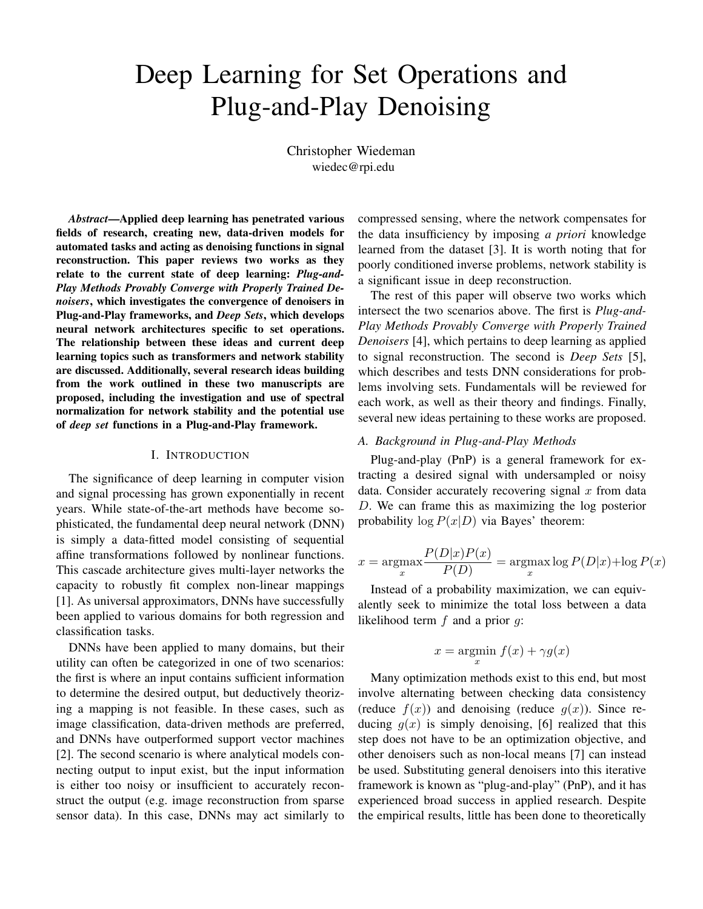# Deep Learning for Set Operations and Plug-and-Play Denoising

Christopher Wiedeman
wiedec@rpi.edu

***Abstract*—Applied deep learning has penetrated various fields of research, creating new, data-driven models for automated tasks and acting as denoising functions in signal reconstruction. This paper reviews two works as they relate to the current state of deep learning: *Plug-and-Play Methods Provably Converge with Properly Trained Denoisers*, which investigates the convergence of denoisers in Plug-and-Play frameworks, and *Deep Sets*, which develops neural network architectures specific to set operations. The relationship between these ideas and current deep learning topics such as transformers and network stability are discussed. Additionally, several research ideas building from the work outlined in these two manuscripts are proposed, including the investigation and use of spectral normalization for network stability and the potential use of *deep set* functions in a Plug-and-Play framework.**

## I. Introduction

The significance of deep learning in computer vision and signal processing has grown exponentially in recent years. While state-of-the-art methods have become sophisticated, the fundamental deep neural network (DNN) is simply a data-fitted model consisting of sequential affine transformations followed by nonlinear functions. This cascade architecture gives multi-layer networks the capacity to robustly fit complex non-linear mappings [1]. As universal approximators, DNNs have successfully been applied to various domains for both regression and classification tasks.

DNNs have been applied to many domains, but their utility can often be categorized in one of two scenarios: the first is where an input contains sufficient information to determine the desired output, but deductively theorizing a mapping is not feasible. In these cases, such as image classification, data-driven methods are preferred, and DNNs have outperformed support vector machines [2]. The second scenario is where analytical models connecting output to input exist, but the input information is either too noisy or insufficient to accurately reconstruct the output (e.g. image reconstruction from sparse sensor data). In this case, DNNs may act similarly to compressed sensing, where the network compensates for the data insufficiency by imposing *a priori* knowledge learned from the dataset [3]. It is worth noting that for poorly conditioned inverse problems, network stability is a significant issue in deep reconstruction.

The rest of this paper will observe two works which intersect the two scenarios above. The first is *Plug-and-Play Methods Provably Converge with Properly Trained Denoisers* [4], which pertains to deep learning as applied to signal reconstruction. The second is *Deep Sets* [5], which describes and tests DNN considerations for problems involving sets. Fundamentals will be reviewed for each work, as well as their theory and findings. Finally, several new ideas pertaining to these works are proposed.

### A. Background in Plug-and-Play Methods

Plug-and-play (PnP) is a general framework for extracting a desired signal with undersampled or noisy data. Consider accurately recovering signal $x$ from data $D$. We can frame this as maximizing the log posterior probability $\log P(x|D)$ via Bayes' theorem:

$$x = \underset{x}{\operatorname{argmax}} \frac{P(D|x)P(x)}{P(D)} = \underset{x}{\operatorname{argmax}} \log P(D|x) + \log P(x)$$

Instead of a probability maximization, we can equivalently seek to minimize the total loss between a data likelihood term $f$ and a prior $g$:

$$x = \underset{x}{\operatorname{argmin}}\ f(x) + \gamma g(x)$$

Many optimization methods exist to this end, but most involve alternating between checking data consistency (reduce $f(x)$) and denoising (reduce $g(x)$). Since reducing $g(x)$ is simply denoising, [6] realized that this step does not have to be an optimization objective, and other denoisers such as non-local means [7] can instead be used. Substituting general denoisers into this iterative framework is known as "plug-and-play" (PnP), and it has experienced broad success in applied research. Despite the empirical results, little has been done to theoretically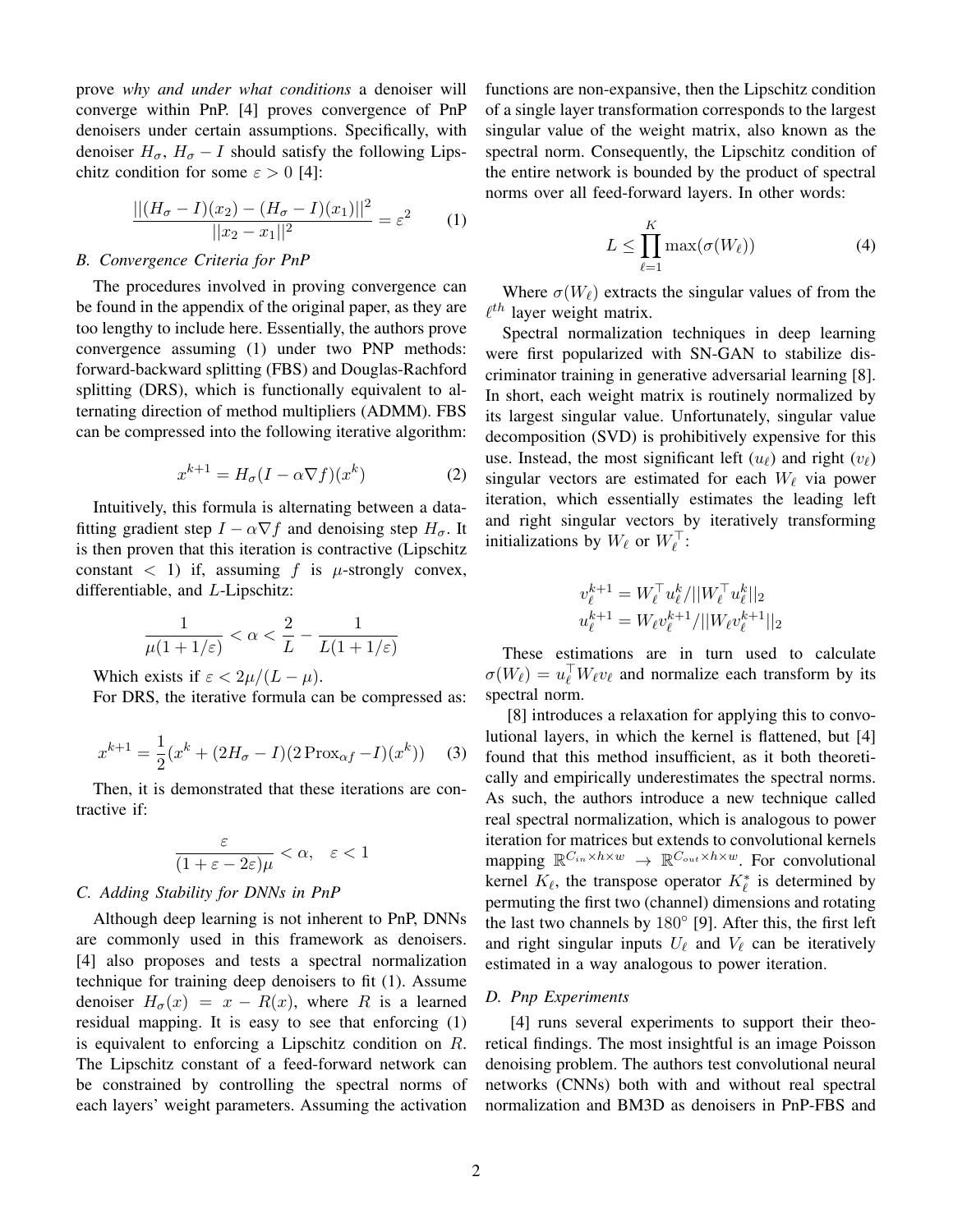prove *why and under what conditions* a denoiser will converge within PnP. [4] proves convergence of PnP denoisers under certain assumptions. Specifically, with denoiser $H_\sigma$, $H_\sigma - I$ should satisfy the following Lipschitz condition for some $\varepsilon > 0$ [4]:

$$\frac{||(H_\sigma - I)(x_2) - (H_\sigma - I)(x_1)||^2}{||x_2 - x_1||^2} = \varepsilon^2 \tag{1}$$

### B. Convergence Criteria for PnP

The procedures involved in proving convergence can be found in the appendix of the original paper, as they are too lengthy to include here. Essentially, the authors prove convergence assuming (1) under two PNP methods: forward-backward splitting (FBS) and Douglas-Rachford splitting (DRS), which is functionally equivalent to alternating direction of method multipliers (ADMM). FBS can be compressed into the following iterative algorithm:

$$x^{k+1} = H_\sigma(I - \alpha\nabla f)(x^k) \tag{2}$$

Intuitively, this formula is alternating between a data-fitting gradient step $I - \alpha\nabla f$ and denoising step $H_\sigma$. It is then proven that this iteration is contractive (Lipschitz constant $< 1$) if, assuming $f$ is $\mu$-strongly convex, differentiable, and $L$-Lipschitz:

$$\frac{1}{\mu(1 + 1/\varepsilon)} < \alpha < \frac{2}{L} - \frac{1}{L(1 + 1/\varepsilon)}$$

Which exists if $\varepsilon < 2\mu/(L - \mu)$.

For DRS, the iterative formula can be compressed as:

$$x^{k+1} = \frac{1}{2}(x^k + (2H_\sigma - I)(2\operatorname{Prox}_{\alpha f} - I)(x^k)) \tag{3}$$

Then, it is demonstrated that these iterations are contractive if:

$$\frac{\varepsilon}{(1 + \varepsilon - 2\varepsilon)\mu} < \alpha, \quad \varepsilon < 1$$

### C. Adding Stability for DNNs in PnP

Although deep learning is not inherent to PnP, DNNs are commonly used in this framework as denoisers. [4] also proposes and tests a spectral normalization technique for training deep denoisers to fit (1). Assume denoiser $H_\sigma(x) = x - R(x)$, where $R$ is a learned residual mapping. It is easy to see that enforcing (1) is equivalent to enforcing a Lipschitz condition on $R$. The Lipschitz constant of a feed-forward network can be constrained by controlling the spectral norms of each layers' weight parameters. Assuming the activation functions are non-expansive, then the Lipschitz condition of a single layer transformation corresponds to the largest singular value of the weight matrix, also known as the spectral norm. Consequently, the Lipschitz condition of the entire network is bounded by the product of spectral norms over all feed-forward layers. In other words:

$$L \leq \prod_{\ell=1}^{K} \max(\sigma(W_\ell)) \tag{4}$$

Where $\sigma(W_\ell)$ extracts the singular values of from the $\ell^{th}$ layer weight matrix.

Spectral normalization techniques in deep learning were first popularized with SN-GAN to stabilize discriminator training in generative adversarial learning [8]. In short, each weight matrix is routinely normalized by its largest singular value. Unfortunately, singular value decomposition (SVD) is prohibitively expensive for this use. Instead, the most significant left ($u_\ell$) and right ($v_\ell$) singular vectors are estimated for each $W_\ell$ via power iteration, which essentially estimates the leading left and right singular vectors by iteratively transforming initializations by $W_\ell$ or $W_\ell^\top$:

$$v_\ell^{k+1} = W_\ell^\top u_\ell^k / ||W_\ell^\top u_\ell^k||_2$$
$$u_\ell^{k+1} = W_\ell v_\ell^{k+1} / ||W_\ell v_\ell^{k+1}||_2$$

These estimations are in turn used to calculate $\sigma(W_\ell) = u_\ell^\top W_\ell v_\ell$ and normalize each transform by its spectral norm.

[8] introduces a relaxation for applying this to convolutional layers, in which the kernel is flattened, but [4] found that this method insufficient, as it both theoretically and empirically underestimates the spectral norms. As such, the authors introduce a new technique called real spectral normalization, which is analogous to power iteration for matrices but extends to convolutional kernels mapping $\mathbb{R}^{C_{in} \times h \times w} \rightarrow \mathbb{R}^{C_{out} \times h \times w}$. For convolutional kernel $K_\ell$, the transpose operator $K_\ell^*$ is determined by permuting the first two (channel) dimensions and rotating the last two channels by $180°$ [9]. After this, the first left and right singular inputs $U_\ell$ and $V_\ell$ can be iteratively estimated in a way analogous to power iteration.

### D. Pnp Experiments

[4] runs several experiments to support their theoretical findings. The most insightful is an image Poisson denoising problem. The authors test convolutional neural networks (CNNs) both with and without real spectral normalization and BM3D as denoisers in PnP-FBS and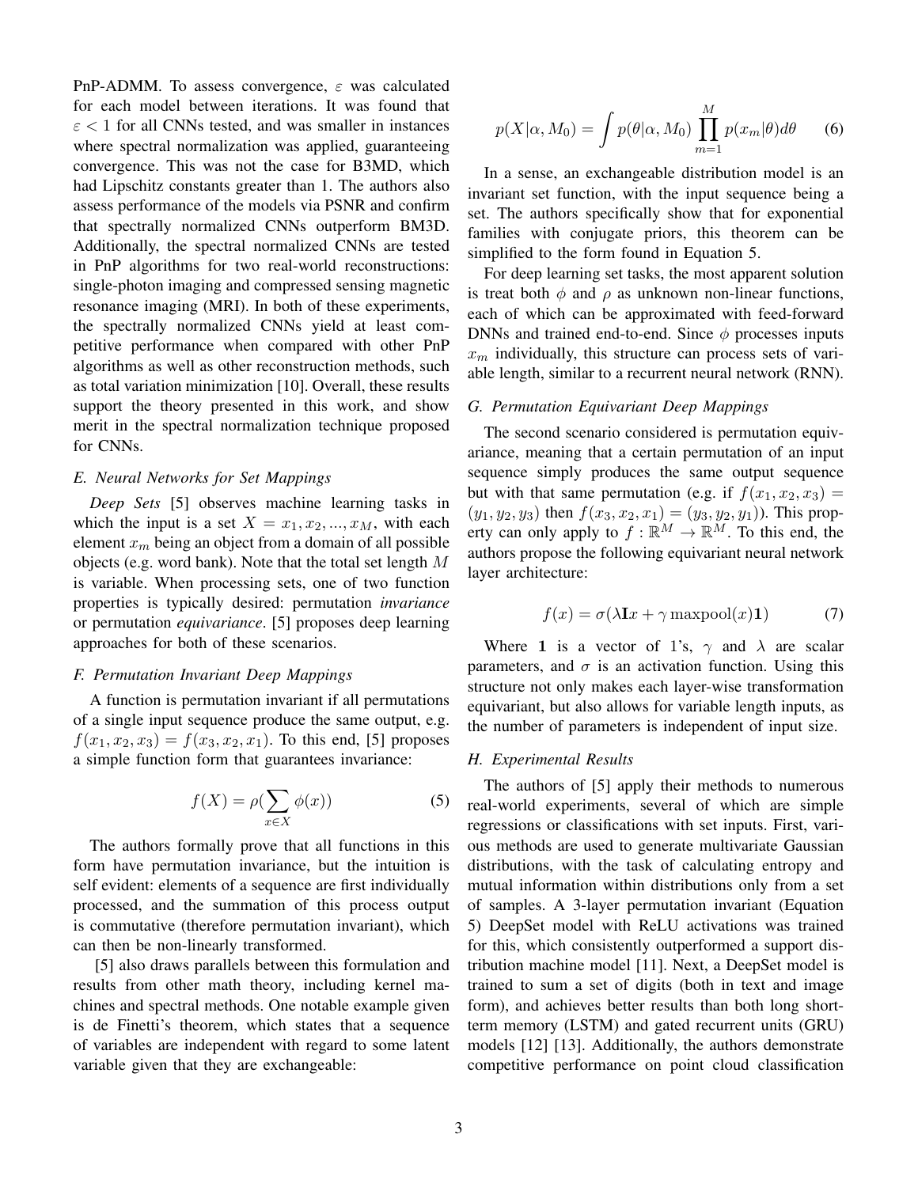PnP-ADMM. To assess convergence, $\varepsilon$ was calculated for each model between iterations. It was found that $\varepsilon < 1$ for all CNNs tested, and was smaller in instances where spectral normalization was applied, guaranteeing convergence. This was not the case for B3MD, which had Lipschitz constants greater than 1. The authors also assess performance of the models via PSNR and confirm that spectrally normalized CNNs outperform BM3D. Additionally, the spectral normalized CNNs are tested in PnP algorithms for two real-world reconstructions: single-photon imaging and compressed sensing magnetic resonance imaging (MRI). In both of these experiments, the spectrally normalized CNNs yield at least competitive performance when compared with other PnP algorithms as well as other reconstruction methods, such as total variation minimization [10]. Overall, these results support the theory presented in this work, and show merit in the spectral normalization technique proposed for CNNs.

### E. Neural Networks for Set Mappings

*Deep Sets* [5] observes machine learning tasks in which the input is a set $X = x_1, x_2, ..., x_M$, with each element $x_m$ being an object from a domain of all possible objects (e.g. word bank). Note that the total set length $M$ is variable. When processing sets, one of two function properties is typically desired: permutation *invariance* or permutation *equivariance*. [5] proposes deep learning approaches for both of these scenarios.

### F. Permutation Invariant Deep Mappings

A function is permutation invariant if all permutations of a single input sequence produce the same output, e.g. $f(x_1, x_2, x_3) = f(x_3, x_2, x_1)$. To this end, [5] proposes a simple function form that guarantees invariance:

$$f(X) = \rho(\sum_{x \in X} \phi(x)) \tag{5}$$

The authors formally prove that all functions in this form have permutation invariance, but the intuition is self evident: elements of a sequence are first individually processed, and the summation of this process output is commutative (therefore permutation invariant), which can then be non-linearly transformed.

[5] also draws parallels between this formulation and results from other math theory, including kernel machines and spectral methods. One notable example given is de Finetti's theorem, which states that a sequence of variables are independent with regard to some latent variable given that they are exchangeable:

$$p(X|\alpha, M_0) = \int p(\theta|\alpha, M_0) \prod_{m=1}^{M} p(x_m|\theta) d\theta \tag{6}$$

In a sense, an exchangeable distribution model is an invariant set function, with the input sequence being a set. The authors specifically show that for exponential families with conjugate priors, this theorem can be simplified to the form found in Equation 5.

For deep learning set tasks, the most apparent solution is treat both $\phi$ and $\rho$ as unknown non-linear functions, each of which can be approximated with feed-forward DNNs and trained end-to-end. Since $\phi$ processes inputs $x_m$ individually, this structure can process sets of variable length, similar to a recurrent neural network (RNN).

### G. Permutation Equivariant Deep Mappings

The second scenario considered is permutation equivariance, meaning that a certain permutation of an input sequence simply produces the same output sequence but with that same permutation (e.g. if $f(x_1, x_2, x_3) = (y_1, y_2, y_3)$ then $f(x_3, x_2, x_1) = (y_3, y_2, y_1)$). This property can only apply to $f : \mathbb{R}^M \to \mathbb{R}^M$. To this end, the authors propose the following equivariant neural network layer architecture:

$$f(x) = \sigma(\lambda \mathbf{I} x + \gamma \, \text{maxpool}(x) \mathbf{1}) \tag{7}$$

Where $\mathbf{1}$ is a vector of 1's, $\gamma$ and $\lambda$ are scalar parameters, and $\sigma$ is an activation function. Using this structure not only makes each layer-wise transformation equivariant, but also allows for variable length inputs, as the number of parameters is independent of input size.

### H. Experimental Results

The authors of [5] apply their methods to numerous real-world experiments, several of which are simple regressions or classifications with set inputs. First, various methods are used to generate multivariate Gaussian distributions, with the task of calculating entropy and mutual information within distributions only from a set of samples. A 3-layer permutation invariant (Equation 5) DeepSet model with ReLU activations was trained for this, which consistently outperformed a support distribution machine model [11]. Next, a DeepSet model is trained to sum a set of digits (both in text and image form), and achieves better results than both long short-term memory (LSTM) and gated recurrent units (GRU) models [12] [13]. Additionally, the authors demonstrate competitive performance on point cloud classification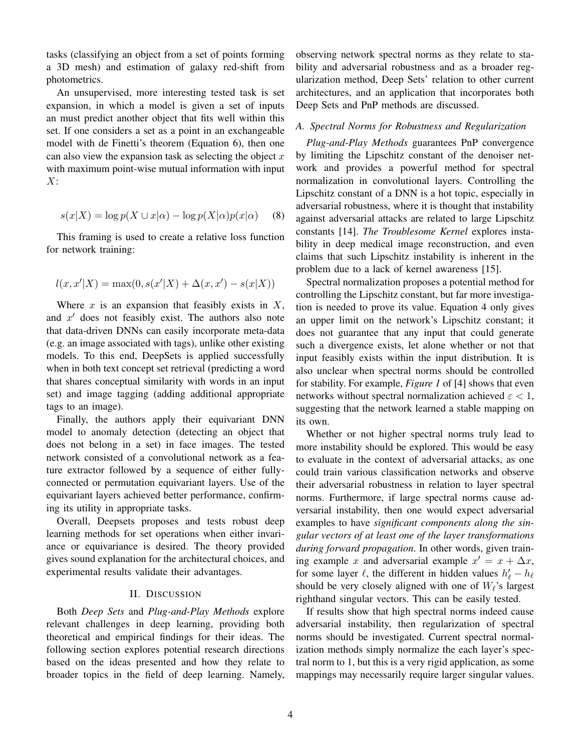tasks (classifying an object from a set of points forming a 3D mesh) and estimation of galaxy red-shift from photometrics.

An unsupervised, more interesting tested task is set expansion, in which a model is given a set of inputs an must predict another object that fits well within this set. If one considers a set as a point in an exchangeable model with de Finetti's theorem (Equation 6), then one can also view the expansion task as selecting the object $x$ with maximum point-wise mutual information with input $X$:

$$s(x|X) = \log p(X \cup x|\alpha) - \log p(X|\alpha)p(x|\alpha) \quad (8)$$

This framing is used to create a relative loss function for network training:

$$l(x, x'|X) = \max(0, s(x'|X) + \Delta(x, x') - s(x|X))$$

Where $x$ is an expansion that feasibly exists in $X$, and $x'$ does not feasibly exist. The authors also note that data-driven DNNs can easily incorporate meta-data (e.g. an image associated with tags), unlike other existing models. To this end, DeepSets is applied successfully when in both text concept set retrieval (predicting a word that shares conceptual similarity with words in an input set) and image tagging (adding additional appropriate tags to an image).

Finally, the authors apply their equivariant DNN model to anomaly detection (detecting an object that does not belong in a set) in face images. The tested network consisted of a convolutional network as a feature extractor followed by a sequence of either fully-connected or permutation equivariant layers. Use of the equivariant layers achieved better performance, confirming its utility in appropriate tasks.

Overall, Deepsets proposes and tests robust deep learning methods for set operations when either invariance or equivariance is desired. The theory provided gives sound explanation for the architectural choices, and experimental results validate their advantages.

## II. Discussion

Both *Deep Sets* and *Plug-and-Play Methods* explore relevant challenges in deep learning, providing both theoretical and empirical findings for their ideas. The following section explores potential research directions based on the ideas presented and how they relate to broader topics in the field of deep learning. Namely, observing network spectral norms as they relate to stability and adversarial robustness and as a broader regularization method, Deep Sets' relation to other current architectures, and an application that incorporates both Deep Sets and PnP methods are discussed.

### A. Spectral Norms for Robustness and Regularization

*Plug-and-Play Methods* guarantees PnP convergence by limiting the Lipschitz constant of the denoiser network and provides a powerful method for spectral normalization in convolutional layers. Controlling the Lipschitz constant of a DNN is a hot topic, especially in adversarial robustness, where it is thought that instability against adversarial attacks are related to large Lipschitz constants [14]. *The Troublesome Kernel* explores instability in deep medical image reconstruction, and even claims that such Lipschitz instability is inherent in the problem due to a lack of kernel awareness [15].

Spectral normalization proposes a potential method for controlling the Lipschitz constant, but far more investigation is needed to prove its value. Equation 4 only gives an upper limit on the network's Lipschitz constant; it does not guarantee that any input that could generate such a divergence exists, let alone whether or not that input feasibly exists within the input distribution. It is also unclear when spectral norms should be controlled for stability. For example, *Figure 1* of [4] shows that even networks without spectral normalization achieved $\varepsilon < 1$, suggesting that the network learned a stable mapping on its own.

Whether or not higher spectral norms truly lead to more instability should be explored. This would be easy to evaluate in the context of adversarial attacks, as one could train various classification networks and observe their adversarial robustness in relation to layer spectral norms. Furthermore, if large spectral norms cause adversarial instability, then one would expect adversarial examples to have *significant components along the singular vectors of at least one of the layer transformations during forward propagation*. In other words, given training example $x$ and adversarial example $x' = x + \Delta x$, for some layer $\ell$, the different in hidden values $h'_\ell - h_\ell$ should be very closely aligned with one of $W_\ell$'s largest righthand singular vectors. This can be easily tested.

If results show that high spectral norms indeed cause adversarial instability, then regularization of spectral norms should be investigated. Current spectral normalization methods simply normalize the each layer's spectral norm to 1, but this is a very rigid application, as some mappings may necessarily require larger singular values.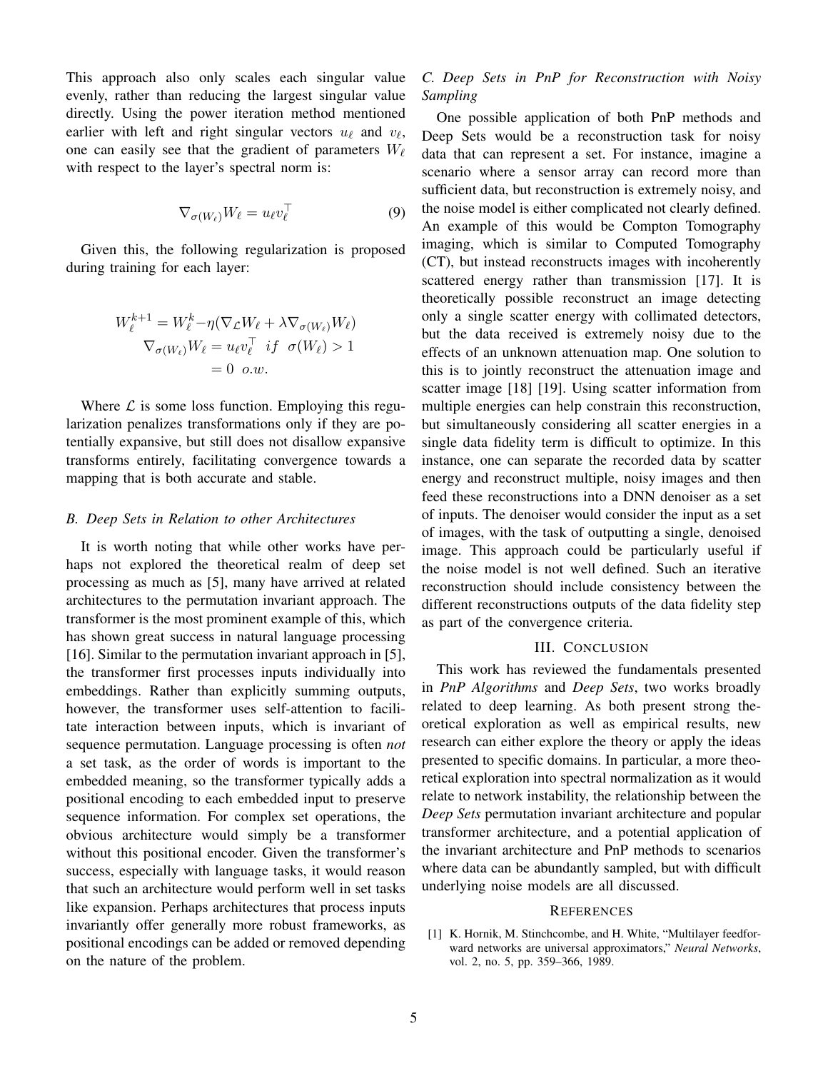This approach also only scales each singular value evenly, rather than reducing the largest singular value directly. Using the power iteration method mentioned earlier with left and right singular vectors $u_\ell$ and $v_\ell$, one can easily see that the gradient of parameters $W_\ell$ with respect to the layer's spectral norm is:

$$\nabla_{\sigma(W_\ell)} W_\ell = u_\ell v_\ell^\top \tag{9}$$

Given this, the following regularization is proposed during training for each layer:

$$\begin{aligned} W_\ell^{k+1} &= W_\ell^k - \eta(\nabla_{\mathcal{L}} W_\ell + \lambda \nabla_{\sigma(W_\ell)} W_\ell) \\ \nabla_{\sigma(W_\ell)} W_\ell &= u_\ell v_\ell^\top \;\; if \;\; \sigma(W_\ell) > 1 \\ &= 0 \;\; o.w. \end{aligned}$$

Where $\mathcal{L}$ is some loss function. Employing this regularization penalizes transformations only if they are potentially expansive, but still does not disallow expansive transforms entirely, facilitating convergence towards a mapping that is both accurate and stable.

### B. Deep Sets in Relation to other Architectures

It is worth noting that while other works have perhaps not explored the theoretical realm of deep set processing as much as [5], many have arrived at related architectures to the permutation invariant approach. The transformer is the most prominent example of this, which has shown great success in natural language processing [16]. Similar to the permutation invariant approach in [5], the transformer first processes inputs individually into embeddings. Rather than explicitly summing outputs, however, the transformer uses self-attention to facilitate interaction between inputs, which is invariant of sequence permutation. Language processing is often *not* a set task, as the order of words is important to the embedded meaning, so the transformer typically adds a positional encoding to each embedded input to preserve sequence information. For complex set operations, the obvious architecture would simply be a transformer without this positional encoder. Given the transformer's success, especially with language tasks, it would reason that such an architecture would perform well in set tasks like expansion. Perhaps architectures that process inputs invariantly offer generally more robust frameworks, as positional encodings can be added or removed depending on the nature of the problem.

### C. Deep Sets in PnP for Reconstruction with Noisy Sampling

One possible application of both PnP methods and Deep Sets would be a reconstruction task for noisy data that can represent a set. For instance, imagine a scenario where a sensor array can record more than sufficient data, but reconstruction is extremely noisy, and the noise model is either complicated not clearly defined. An example of this would be Compton Tomography imaging, which is similar to Computed Tomography (CT), but instead reconstructs images with incoherently scattered energy rather than transmission [17]. It is theoretically possible reconstruct an image detecting only a single scatter energy with collimated detectors, but the data received is extremely noisy due to the effects of an unknown attenuation map. One solution to this is to jointly reconstruct the attenuation image and scatter image [18] [19]. Using scatter information from multiple energies can help constrain this reconstruction, but simultaneously considering all scatter energies in a single data fidelity term is difficult to optimize. In this instance, one can separate the recorded data by scatter energy and reconstruct multiple, noisy images and then feed these reconstructions into a DNN denoiser as a set of inputs. The denoiser would consider the input as a set of images, with the task of outputting a single, denoised image. This approach could be particularly useful if the noise model is not well defined. Such an iterative reconstruction should include consistency between the different reconstructions outputs of the data fidelity step as part of the convergence criteria.

## III. Conclusion

This work has reviewed the fundamentals presented in *PnP Algorithms* and *Deep Sets*, two works broadly related to deep learning. As both present strong theoretical exploration as well as empirical results, new research can either explore the theory or apply the ideas presented to specific domains. In particular, a more theoretical exploration into spectral normalization as it would relate to network instability, the relationship between the *Deep Sets* permutation invariant architecture and popular transformer architecture, and a potential application of the invariant architecture and PnP methods to scenarios where data can be abundantly sampled, but with difficult underlying noise models are all discussed.

## References

[1] K. Hornik, M. Stinchcombe, and H. White, "Multilayer feedforward networks are universal approximators," *Neural Networks*, vol. 2, no. 5, pp. 359–366, 1989.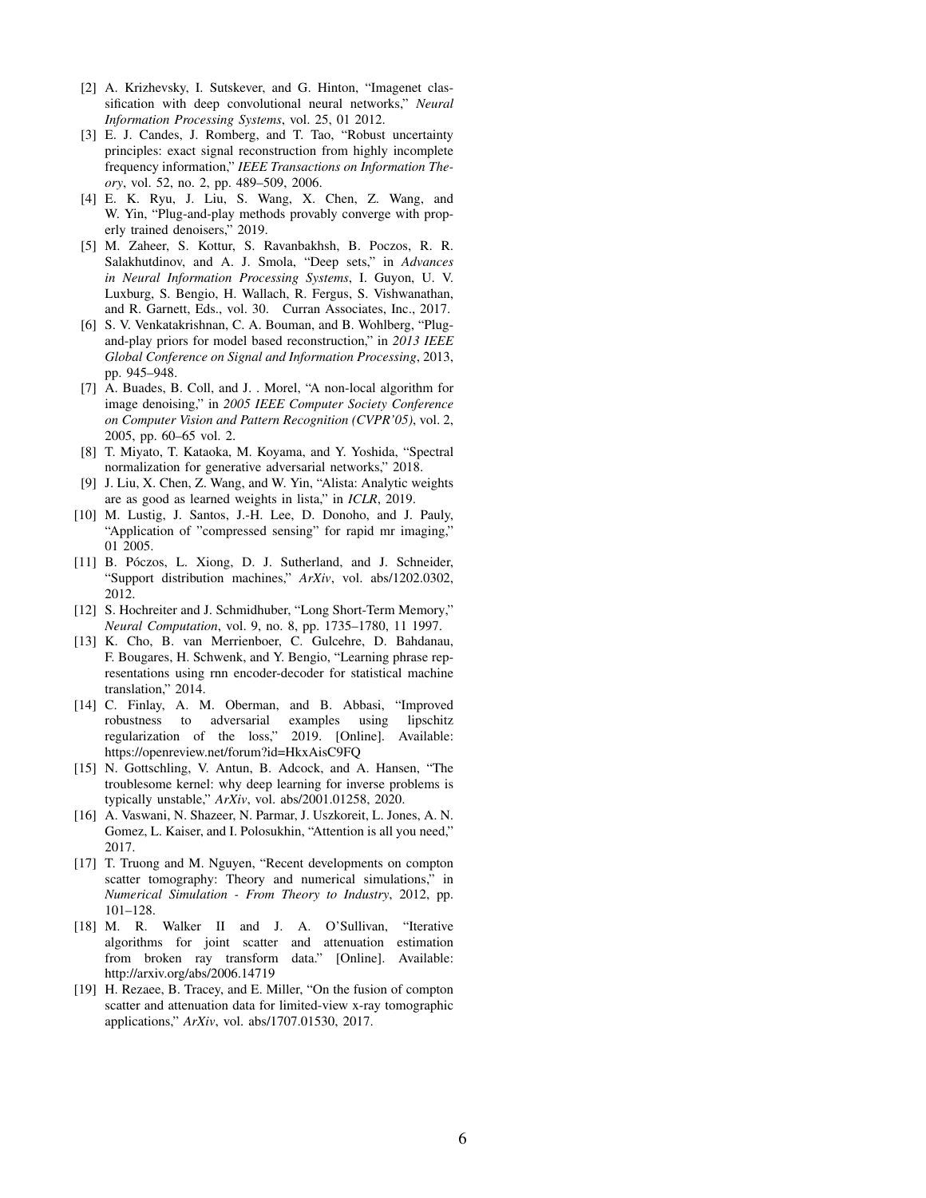[2] A. Krizhevsky, I. Sutskever, and G. Hinton, "Imagenet classification with deep convolutional neural networks," *Neural Information Processing Systems*, vol. 25, 01 2012.

[3] E. J. Candes, J. Romberg, and T. Tao, "Robust uncertainty principles: exact signal reconstruction from highly incomplete frequency information," *IEEE Transactions on Information Theory*, vol. 52, no. 2, pp. 489–509, 2006.

[4] E. K. Ryu, J. Liu, S. Wang, X. Chen, Z. Wang, and W. Yin, "Plug-and-play methods provably converge with properly trained denoisers," 2019.

[5] M. Zaheer, S. Kottur, S. Ravanbakhsh, B. Poczos, R. R. Salakhutdinov, and A. J. Smola, "Deep sets," in *Advances in Neural Information Processing Systems*, I. Guyon, U. V. Luxburg, S. Bengio, H. Wallach, R. Fergus, S. Vishwanathan, and R. Garnett, Eds., vol. 30. Curran Associates, Inc., 2017.

[6] S. V. Venkatakrishnan, C. A. Bouman, and B. Wohlberg, "Plug-and-play priors for model based reconstruction," in *2013 IEEE Global Conference on Signal and Information Processing*, 2013, pp. 945–948.

[7] A. Buades, B. Coll, and J. . Morel, "A non-local algorithm for image denoising," in *2005 IEEE Computer Society Conference on Computer Vision and Pattern Recognition (CVPR'05)*, vol. 2, 2005, pp. 60–65 vol. 2.

[8] T. Miyato, T. Kataoka, M. Koyama, and Y. Yoshida, "Spectral normalization for generative adversarial networks," 2018.

[9] J. Liu, X. Chen, Z. Wang, and W. Yin, "Alista: Analytic weights are as good as learned weights in lista," in *ICLR*, 2019.

[10] M. Lustig, J. Santos, J.-H. Lee, D. Donoho, and J. Pauly, "Application of "compressed sensing" for rapid mr imaging," 01 2005.

[11] B. Póczos, L. Xiong, D. J. Sutherland, and J. Schneider, "Support distribution machines," *ArXiv*, vol. abs/1202.0302, 2012.

[12] S. Hochreiter and J. Schmidhuber, "Long Short-Term Memory," *Neural Computation*, vol. 9, no. 8, pp. 1735–1780, 11 1997.

[13] K. Cho, B. van Merrienboer, C. Gulcehre, D. Bahdanau, F. Bougares, H. Schwenk, and Y. Bengio, "Learning phrase representations using rnn encoder-decoder for statistical machine translation," 2014.

[14] C. Finlay, A. M. Oberman, and B. Abbasi, "Improved robustness to adversarial examples using lipschitz regularization of the loss," 2019. [Online]. Available: https://openreview.net/forum?id=HkxAisC9FQ

[15] N. Gottschling, V. Antun, B. Adcock, and A. Hansen, "The troublesome kernel: why deep learning for inverse problems is typically unstable," *ArXiv*, vol. abs/2001.01258, 2020.

[16] A. Vaswani, N. Shazeer, N. Parmar, J. Uszkoreit, L. Jones, A. N. Gomez, L. Kaiser, and I. Polosukhin, "Attention is all you need," 2017.

[17] T. Truong and M. Nguyen, "Recent developments on compton scatter tomography: Theory and numerical simulations," in *Numerical Simulation - From Theory to Industry*, 2012, pp. 101–128.

[18] M. R. Walker II and J. A. O'Sullivan, "Iterative algorithms for joint scatter and attenuation estimation from broken ray transform data." [Online]. Available: http://arxiv.org/abs/2006.14719

[19] H. Rezaee, B. Tracey, and E. Miller, "On the fusion of compton scatter and attenuation data for limited-view x-ray tomographic applications," *ArXiv*, vol. abs/1707.01530, 2017.